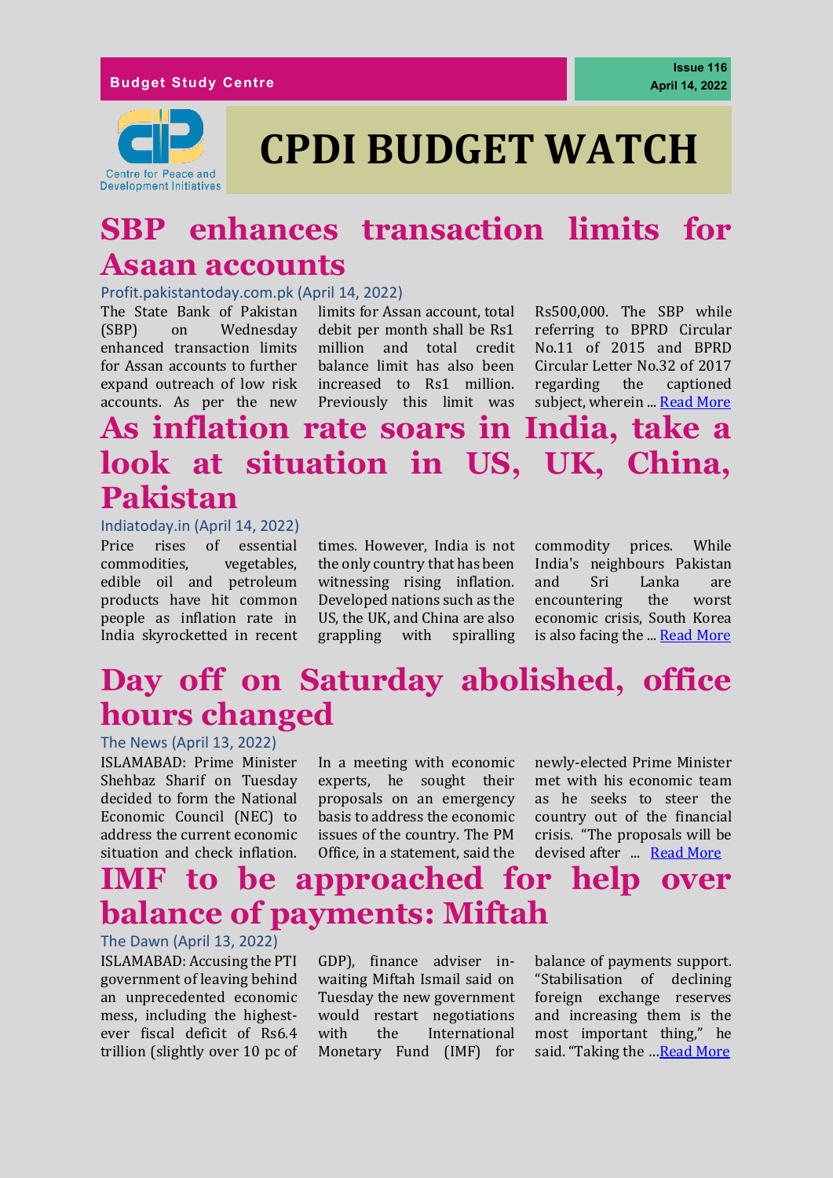Budget Study Centre

Issue 116
April 14, 2022

Centre for Peace and Development Initiatives

# CPDI BUDGET WATCH

## SBP enhances transaction limits for Asaan accounts

Profit.pakistantoday.com.pk (April 14, 2022)

The State Bank of Pakistan (SBP) on Wednesday enhanced transaction limits for Assan accounts to further expand outreach of low risk accounts. As per the new limits for Assan account, total debit per month shall be Rs1 million and total credit balance limit has also been increased to Rs1 million. Previously this limit was Rs500,000. The SBP while referring to BPRD Circular No.11 of 2015 and BPRD Circular Letter No.32 of 2017 regarding the captioned subject, wherein ... Read More

## As inflation rate soars in India, take a look at situation in US, UK, China, Pakistan

Indiatoday.in (April 14, 2022)

Price rises of essential commodities, vegetables, edible oil and petroleum products have hit common people as inflation rate in India skyrocketted in recent times. However, India is not the only country that has been witnessing rising inflation. Developed nations such as the US, the UK, and China are also grappling with spiralling commodity prices. While India's neighbours Pakistan and Sri Lanka are encountering the worst economic crisis, South Korea is also facing the ... Read More

## Day off on Saturday abolished, office hours changed

The News (April 13, 2022)

ISLAMABAD: Prime Minister Shehbaz Sharif on Tuesday decided to form the National Economic Council (NEC) to address the current economic situation and check inflation. In a meeting with economic experts, he sought their proposals on an emergency basis to address the economic issues of the country. The PM Office, in a statement, said the newly-elected Prime Minister met with his economic team as he seeks to steer the country out of the financial crisis. "The proposals will be devised after ... Read More

## IMF to be approached for help over balance of payments: Miftah

The Dawn (April 13, 2022)

ISLAMABAD: Accusing the PTI government of leaving behind an unprecedented economic mess, including the highest-ever fiscal deficit of Rs6.4 trillion (slightly over 10 pc of GDP), finance adviser in-waiting Miftah Ismail said on Tuesday the new government would restart negotiations with the International Monetary Fund (IMF) for balance of payments support. "Stabilisation of declining foreign exchange reserves and increasing them is the most important thing," he said. "Taking the ...Read More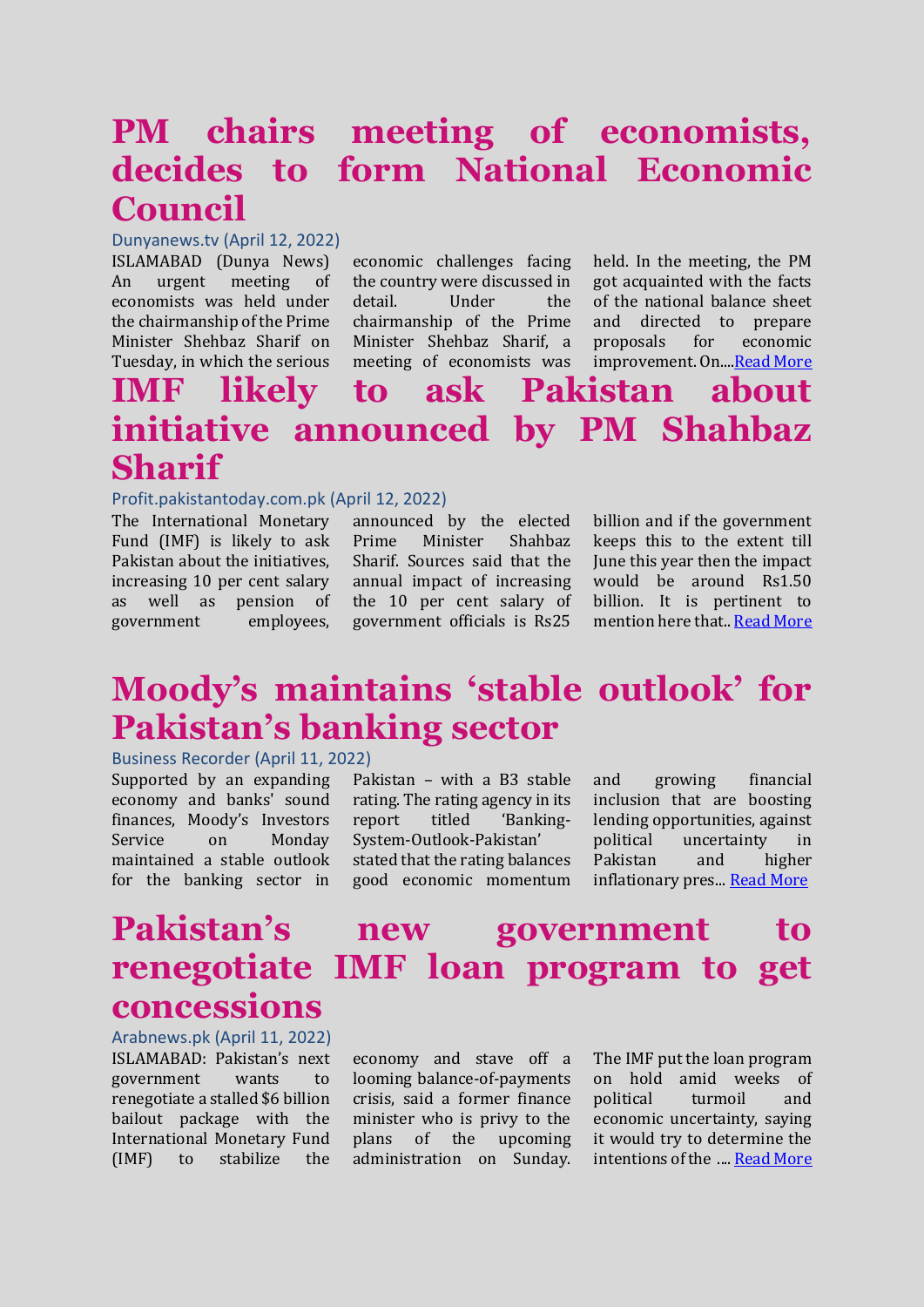# PM chairs meeting of economists, decides to form National Economic Council

Dunyanews.tv (April 12, 2022)

ISLAMABAD (Dunya News) An urgent meeting of economists was held under the chairmanship of the Prime Minister Shehbaz Sharif on Tuesday, in which the serious economic challenges facing the country were discussed in detail. Under the chairmanship of the Prime Minister Shehbaz Sharif, a meeting of economists was held. In the meeting, the PM got acquainted with the facts of the national balance sheet and directed to prepare proposals for economic improvement. On....Read More

# IMF likely to ask Pakistan about initiative announced by PM Shahbaz Sharif

Profit.pakistantoday.com.pk (April 12, 2022)

The International Monetary Fund (IMF) is likely to ask Pakistan about the initiatives, increasing 10 per cent salary as well as pension of government employees, announced by the elected Prime Minister Shahbaz Sharif. Sources said that the annual impact of increasing the 10 per cent salary of government officials is Rs25 billion and if the government keeps this to the extent till June this year then the impact would be around Rs1.50 billion. It is pertinent to mention here that.. Read More

# Moody's maintains 'stable outlook' for Pakistan's banking sector

Business Recorder (April 11, 2022)

Supported by an expanding economy and banks' sound finances, Moody's Investors Service on Monday maintained a stable outlook for the banking sector in Pakistan – with a B3 stable rating. The rating agency in its report titled 'Banking-System-Outlook-Pakistan' stated that the rating balances good economic momentum and growing financial inclusion that are boosting lending opportunities, against political uncertainty in Pakistan and higher inflationary pres... Read More

# Pakistan's new government to renegotiate IMF loan program to get concessions

Arabnews.pk (April 11, 2022)

ISLAMABAD: Pakistan's next government wants to renegotiate a stalled $6 billion bailout package with the International Monetary Fund (IMF) to stabilize the economy and stave off a looming balance-of-payments crisis, said a former finance minister who is privy to the plans of the upcoming administration on Sunday. The IMF put the loan program on hold amid weeks of political turmoil and economic uncertainty, saying it would try to determine the intentions of the .... Read More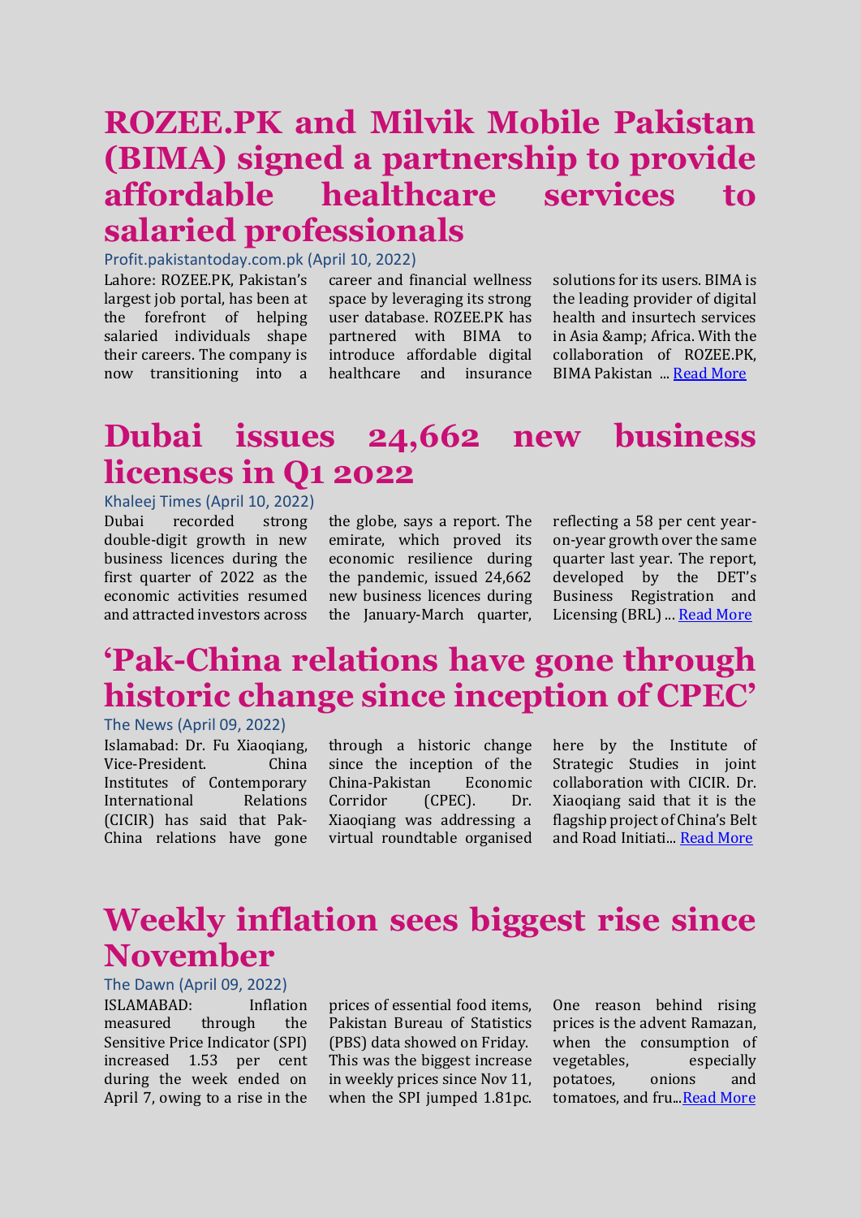# ROZEE.PK and Milvik Mobile Pakistan (BIMA) signed a partnership to provide affordable healthcare services to salaried professionals

Profit.pakistantoday.com.pk (April 10, 2022)

Lahore: ROZEE.PK, Pakistan's largest job portal, has been at the forefront of helping salaried individuals shape their careers. The company is now transitioning into a career and financial wellness space by leveraging its strong user database. ROZEE.PK has partnered with BIMA to introduce affordable digital healthcare and insurance solutions for its users. BIMA is the leading provider of digital health and insurtech services in Asia &amp; Africa. With the collaboration of ROZEE.PK, BIMA Pakistan ... Read More

# Dubai issues 24,662 new business licenses in Q1 2022

Khaleej Times (April 10, 2022)

Dubai recorded strong double-digit growth in new business licences during the first quarter of 2022 as the economic activities resumed and attracted investors across the globe, says a report. The emirate, which proved its economic resilience during the pandemic, issued 24,662 new business licences during the January-March quarter, reflecting a 58 per cent year-on-year growth over the same quarter last year. The report, developed by the DET's Business Registration and Licensing (BRL) ... Read More

# 'Pak-China relations have gone through historic change since inception of CPEC'

The News (April 09, 2022)

Islamabad: Dr. Fu Xiaoqiang, Vice-President. China Institutes of Contemporary International Relations (CICIR) has said that Pak-China relations have gone through a historic change since the inception of the China-Pakistan Economic Corridor (CPEC). Dr. Xiaoqiang was addressing a virtual roundtable organised here by the Institute of Strategic Studies in joint collaboration with CICIR. Dr. Xiaoqiang said that it is the flagship project of China's Belt and Road Initiati... Read More

# Weekly inflation sees biggest rise since November

The Dawn (April 09, 2022)

ISLAMABAD: Inflation measured through the Sensitive Price Indicator (SPI) increased 1.53 per cent during the week ended on April 7, owing to a rise in the prices of essential food items, Pakistan Bureau of Statistics (PBS) data showed on Friday. This was the biggest increase in weekly prices since Nov 11, when the SPI jumped 1.81pc. One reason behind rising prices is the advent Ramazan, when the consumption of vegetables, especially potatoes, onions and tomatoes, and fru...Read More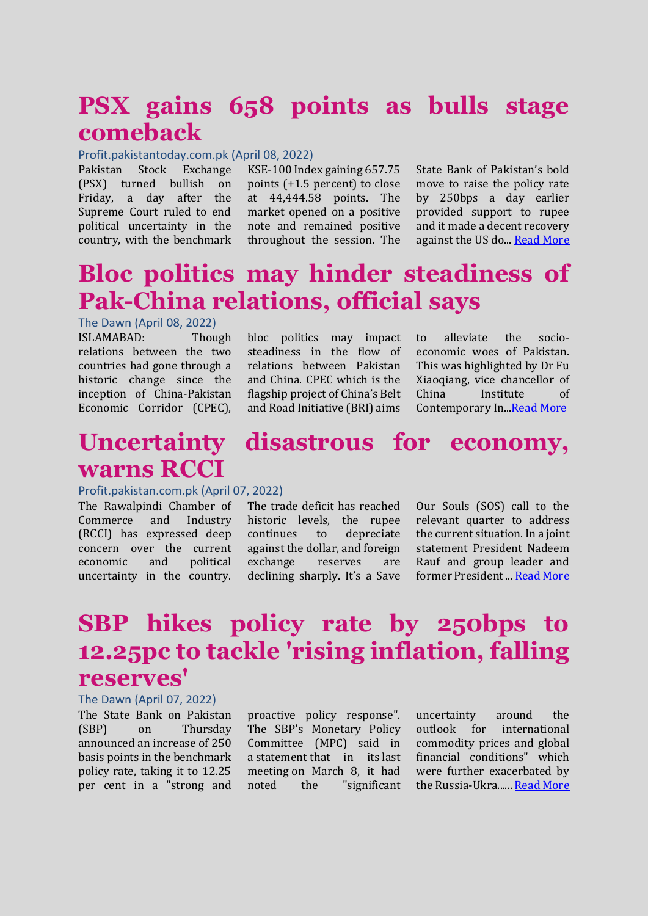# PSX gains 658 points as bulls stage comeback

Profit.pakistantoday.com.pk (April 08, 2022)

Pakistan Stock Exchange (PSX) turned bullish on Friday, a day after the Supreme Court ruled to end political uncertainty in the country, with the benchmark KSE-100 Index gaining 657.75 points (+1.5 percent) to close at 44,444.58 points. The market opened on a positive note and remained positive throughout the session. The State Bank of Pakistan's bold move to raise the policy rate by 250bps a day earlier provided support to rupee and it made a decent recovery against the US do... [Read More]

# Bloc politics may hinder steadiness of Pak-China relations, official says

The Dawn (April 08, 2022)

ISLAMABAD: Though relations between the two countries had gone through a historic change since the inception of China-Pakistan Economic Corridor (CPEC), bloc politics may impact steadiness in the flow of relations between Pakistan and China. CPEC which is the flagship project of China's Belt and Road Initiative (BRI) aims to alleviate the socio-economic woes of Pakistan. This was highlighted by Dr Fu Xiaoqiang, vice chancellor of China Institute of Contemporary In...[Read More]

# Uncertainty disastrous for economy, warns RCCI

Profit.pakistan.com.pk (April 07, 2022)

The Rawalpindi Chamber of Commerce and Industry (RCCI) has expressed deep concern over the current economic and political uncertainty in the country. The trade deficit has reached historic levels, the rupee continues to depreciate against the dollar, and foreign exchange reserves are declining sharply. It's a Save Our Souls (SOS) call to the relevant quarter to address the current situation. In a joint statement President Nadeem Rauf and group leader and former President ... [Read More]

# SBP hikes policy rate by 250bps to 12.25pc to tackle 'rising inflation, falling reserves'

The Dawn (April 07, 2022)

The State Bank on Pakistan (SBP) on Thursday announced an increase of 250 basis points in the benchmark policy rate, taking it to 12.25 per cent in a "strong and proactive policy response". The SBP's Monetary Policy Committee (MPC) said in a statement that in its last meeting on March 8, it had noted the "significant uncertainty around the outlook for international commodity prices and global financial conditions" which were further exacerbated by the Russia-Ukra...... [Read More]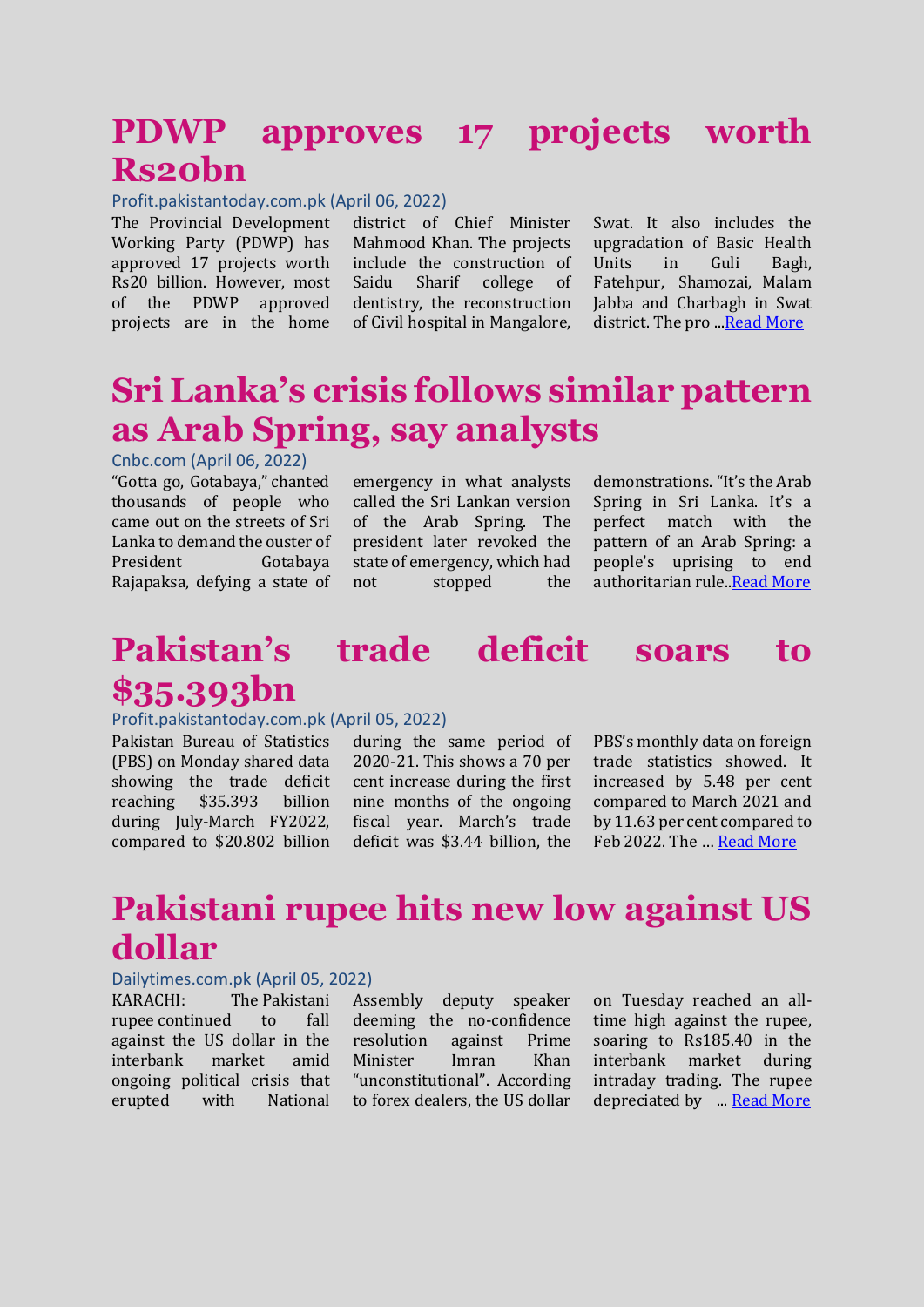# PDWP approves 17 projects worth Rs20bn

Profit.pakistantoday.com.pk (April 06, 2022)

The Provincial Development Working Party (PDWP) has approved 17 projects worth Rs20 billion. However, most of the PDWP approved projects are in the home district of Chief Minister Mahmood Khan. The projects include the construction of Saidu Sharif college of dentistry, the reconstruction of Civil hospital in Mangalore, Swat. It also includes the upgradation of Basic Health Units in Guli Bagh, Fatehpur, Shamozai, Malam Jabba and Charbagh in Swat district. The pro ...Read More

# Sri Lanka's crisis follows similar pattern as Arab Spring, say analysts

Cnbc.com (April 06, 2022)

"Gotta go, Gotabaya," chanted thousands of people who came out on the streets of Sri Lanka to demand the ouster of President Gotabaya Rajapaksa, defying a state of emergency in what analysts called the Sri Lankan version of the Arab Spring. The president later revoked the state of emergency, which had not stopped the demonstrations. "It's the Arab Spring in Sri Lanka. It's a perfect match with the pattern of an Arab Spring: a people's uprising to end authoritarian rule..Read More

# Pakistan's trade deficit soars to $35.393bn

Profit.pakistantoday.com.pk (April 05, 2022)

Pakistan Bureau of Statistics (PBS) on Monday shared data showing the trade deficit reaching $35.393 billion during July-March FY2022, compared to $20.802 billion during the same period of 2020-21. This shows a 70 per cent increase during the first nine months of the ongoing fiscal year. March's trade deficit was $3.44 billion, the PBS's monthly data on foreign trade statistics showed. It increased by 5.48 per cent compared to March 2021 and by 11.63 per cent compared to Feb 2022. The ... Read More

# Pakistani rupee hits new low against US dollar

Dailytimes.com.pk (April 05, 2022)

KARACHI: The Pakistani rupee continued to fall against the US dollar in the interbank market amid ongoing political crisis that erupted with National Assembly deputy speaker deeming the no-confidence resolution against Prime Minister Imran Khan "unconstitutional". According to forex dealers, the US dollar on Tuesday reached an all-time high against the rupee, soaring to Rs185.40 in the interbank market during intraday trading. The rupee depreciated by ... Read More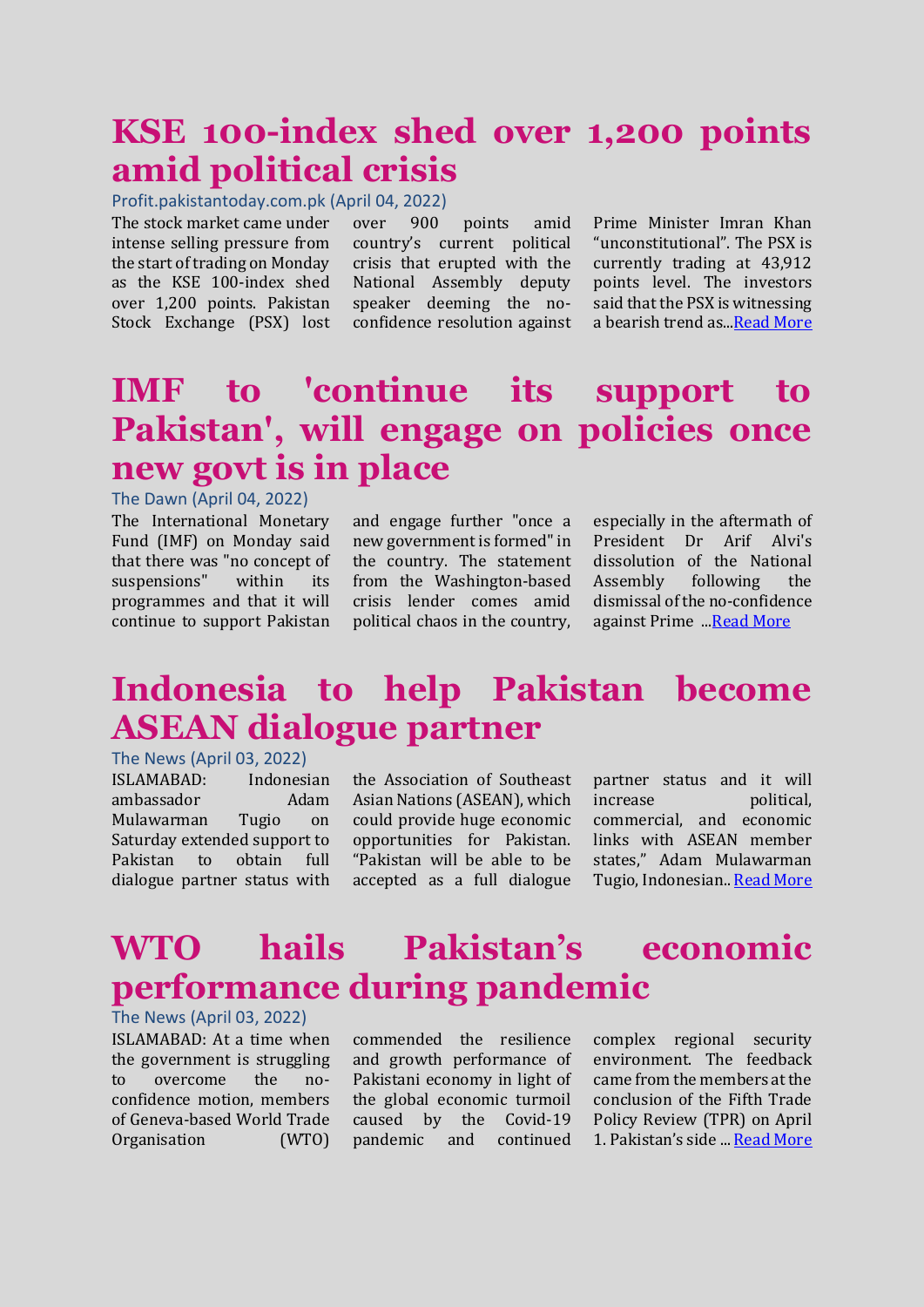# KSE 100-index shed over 1,200 points amid political crisis

Profit.pakistantoday.com.pk (April 04, 2022)

The stock market came under intense selling pressure from the start of trading on Monday as the KSE 100-index shed over 1,200 points. Pakistan Stock Exchange (PSX) lost over 900 points amid country's current political crisis that erupted with the National Assembly deputy speaker deeming the no-confidence resolution against Prime Minister Imran Khan "unconstitutional". The PSX is currently trading at 43,912 points level. The investors said that the PSX is witnessing a bearish trend as...Read More

# IMF to 'continue its support to Pakistan', will engage on policies once new govt is in place

The Dawn (April 04, 2022)

The International Monetary Fund (IMF) on Monday said that there was "no concept of suspensions" within its programmes and that it will continue to support Pakistan and engage further "once a new government is formed" in the country. The statement from the Washington-based crisis lender comes amid political chaos in the country, especially in the aftermath of President Dr Arif Alvi's dissolution of the National Assembly following the dismissal of the no-confidence against Prime ...Read More

# Indonesia to help Pakistan become ASEAN dialogue partner

The News (April 03, 2022)

ISLAMABAD: Indonesian ambassador Adam Mulawarman Tugio on Saturday extended support to Pakistan to obtain full dialogue partner status with the Association of Southeast Asian Nations (ASEAN), which could provide huge economic opportunities for Pakistan. "Pakistan will be able to be accepted as a full dialogue partner status and it will increase political, commercial, and economic links with ASEAN member states," Adam Mulawarman Tugio, Indonesian.. Read More

# WTO hails Pakistan's economic performance during pandemic

The News (April 03, 2022)

ISLAMABAD: At a time when the government is struggling to overcome the no-confidence motion, members of Geneva-based World Trade Organisation (WTO) commended the resilience and growth performance of Pakistani economy in light of the global economic turmoil caused by the Covid-19 pandemic and continued complex regional security environment. The feedback came from the members at the conclusion of the Fifth Trade Policy Review (TPR) on April 1. Pakistan's side ... Read More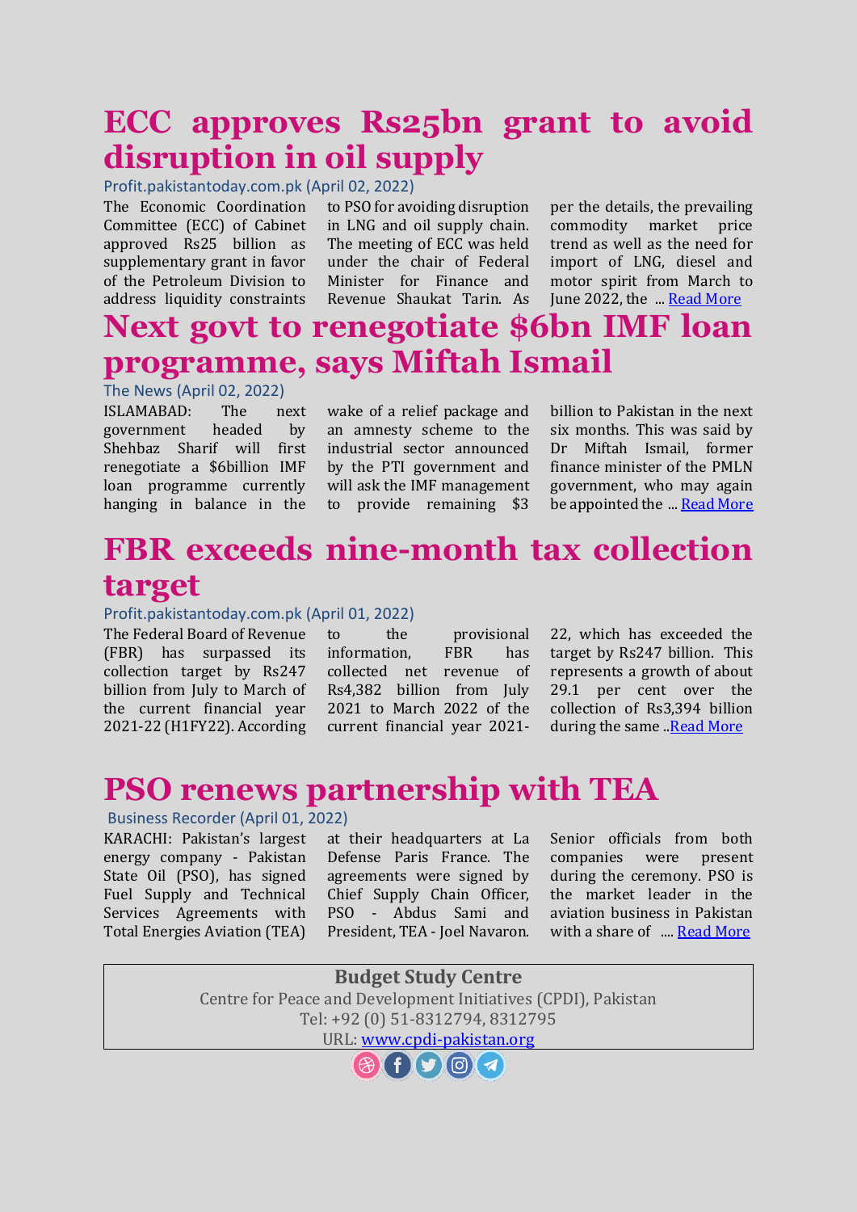# ECC approves Rs25bn grant to avoid disruption in oil supply

Profit.pakistantoday.com.pk (April 02, 2022)

The Economic Coordination Committee (ECC) of Cabinet approved Rs25 billion as supplementary grant in favor of the Petroleum Division to address liquidity constraints to PSO for avoiding disruption in LNG and oil supply chain. The meeting of ECC was held under the chair of Federal Minister for Finance and Revenue Shaukat Tarin. As per the details, the prevailing commodity market price trend as well as the need for import of LNG, diesel and motor spirit from March to June 2022, the ... Read More

# Next govt to renegotiate $6bn IMF loan programme, says Miftah Ismail

The News (April 02, 2022)

ISLAMABAD: The next government headed by Shehbaz Sharif will first renegotiate a $6billion IMF loan programme currently hanging in balance in the wake of a relief package and an amnesty scheme to the industrial sector announced by the PTI government and will ask the IMF management to provide remaining $3 billion to Pakistan in the next six months. This was said by Dr Miftah Ismail, former finance minister of the PMLN government, who may again be appointed the ... Read More

# FBR exceeds nine-month tax collection target

Profit.pakistantoday.com.pk (April 01, 2022)

The Federal Board of Revenue (FBR) has surpassed its collection target by Rs247 billion from July to March of the current financial year 2021-22 (H1FY22). According to the provisional information, FBR has collected net revenue of Rs4,382 billion from July 2021 to March 2022 of the current financial year 2021-22, which has exceeded the target by Rs247 billion. This represents a growth of about 29.1 per cent over the collection of Rs3,394 billion during the same ..Read More

# PSO renews partnership with TEA

Business Recorder (April 01, 2022)

KARACHI: Pakistan's largest energy company - Pakistan State Oil (PSO), has signed Fuel Supply and Technical Services Agreements with Total Energies Aviation (TEA) at their headquarters at La Defense Paris France. The agreements were signed by Chief Supply Chain Officer, PSO - Abdus Sami and President, TEA - Joel Navaron. Senior officials from both companies were present during the ceremony. PSO is the market leader in the aviation business in Pakistan with a share of .... Read More

**Budget Study Centre**
Centre for Peace and Development Initiatives (CPDI), Pakistan
Tel: +92 (0) 51-8312794, 8312795
URL: www.cpdi-pakistan.org